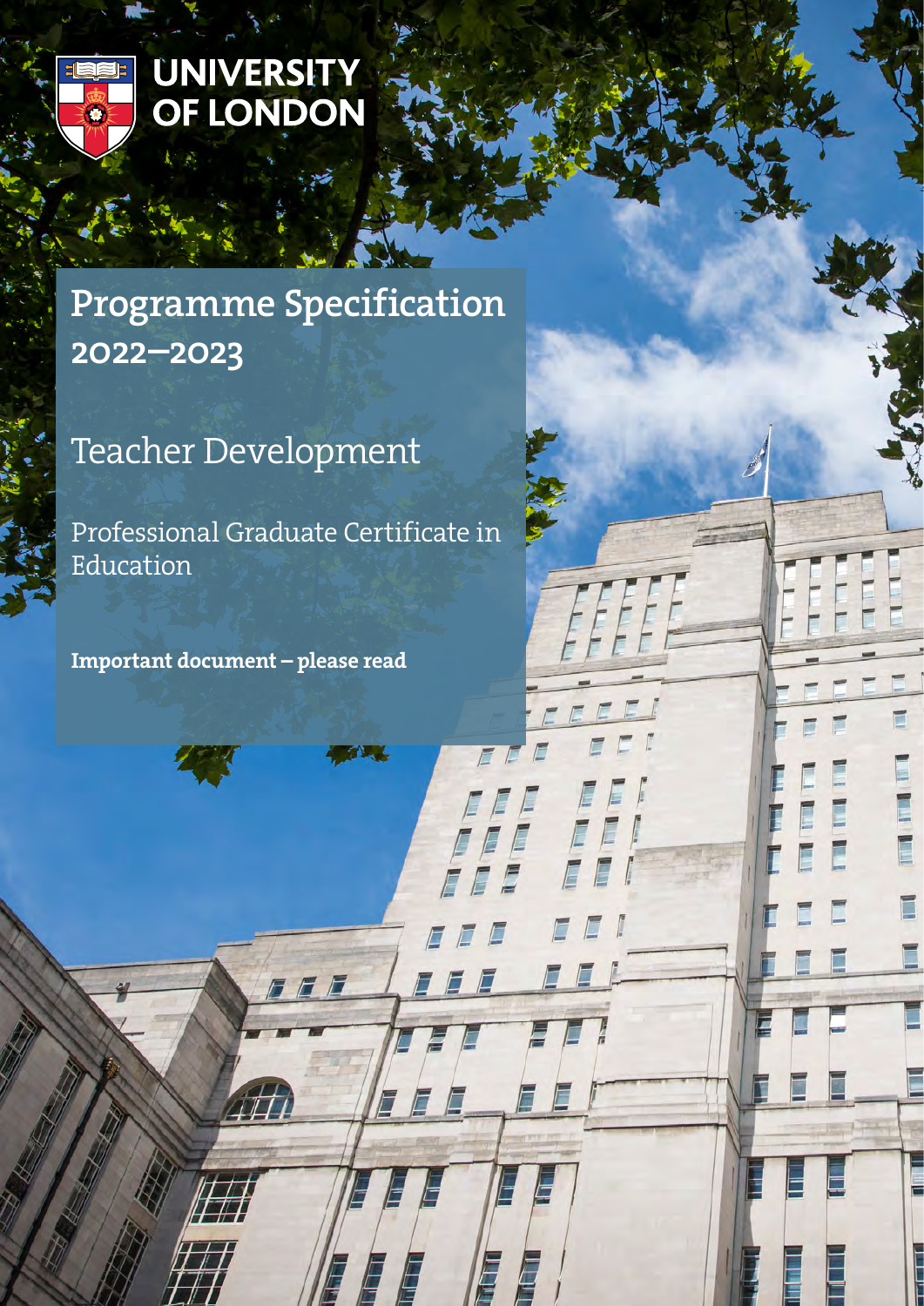UNIVERSITY OF LONDON

# Programme Specification 2022–2023

## Teacher Development

Professional Graduate Certificate in Education

**Important document – please read**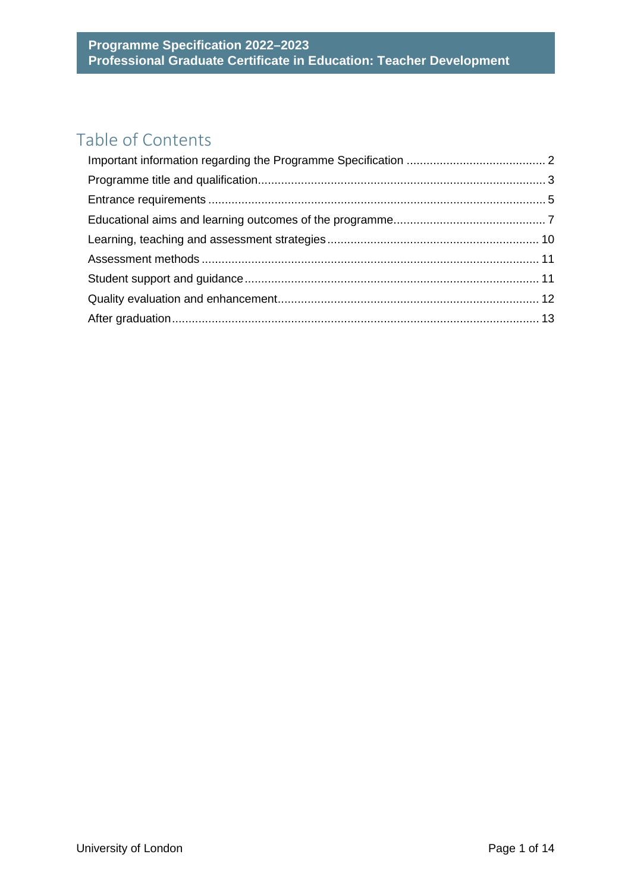# Table of Contents

Important information regarding the Programme Specification .......................................... 2

Programme title and qualification....................................................................................... 3

Entrance requirements ...................................................................................................... 5

Educational aims and learning outcomes of the programme.............................................. 7

Learning, teaching and assessment strategies ................................................................ 10

Assessment methods ...................................................................................................... 11

Student support and guidance......................................................................................... 11

Quality evaluation and enhancement................................................................................ 12

After graduation............................................................................................................... 13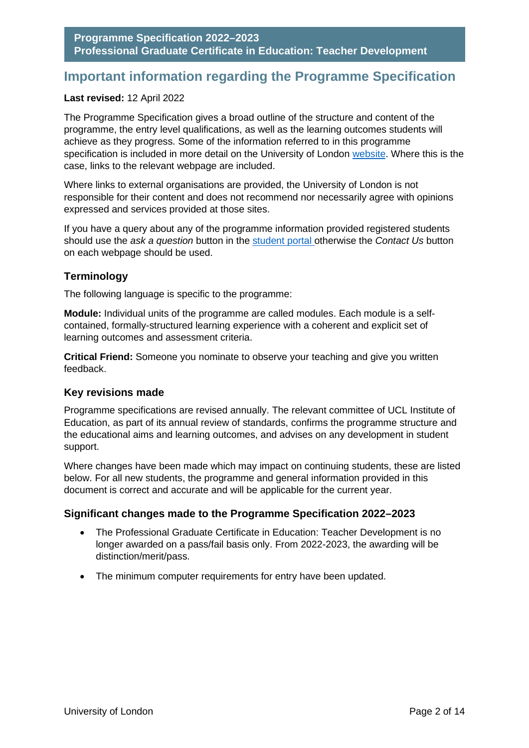# Important information regarding the Programme Specification

**Last revised:** 12 April 2022

The Programme Specification gives a broad outline of the structure and content of the programme, the entry level qualifications, as well as the learning outcomes students will achieve as they progress. Some of the information referred to in this programme specification is included in more detail on the University of London website. Where this is the case, links to the relevant webpage are included.

Where links to external organisations are provided, the University of London is not responsible for their content and does not recommend nor necessarily agree with opinions expressed and services provided at those sites.

If you have a query about any of the programme information provided registered students should use the *ask a question* button in the student portal otherwise the *Contact Us* button on each webpage should be used.

## Terminology

The following language is specific to the programme:

**Module:** Individual units of the programme are called modules. Each module is a self-contained, formally-structured learning experience with a coherent and explicit set of learning outcomes and assessment criteria.

**Critical Friend:** Someone you nominate to observe your teaching and give you written feedback.

## Key revisions made

Programme specifications are revised annually. The relevant committee of UCL Institute of Education, as part of its annual review of standards, confirms the programme structure and the educational aims and learning outcomes, and advises on any development in student support.

Where changes have been made which may impact on continuing students, these are listed below. For all new students, the programme and general information provided in this document is correct and accurate and will be applicable for the current year.

### Significant changes made to the Programme Specification 2022–2023

- The Professional Graduate Certificate in Education: Teacher Development is no longer awarded on a pass/fail basis only. From 2022-2023, the awarding will be distinction/merit/pass.
- The minimum computer requirements for entry have been updated.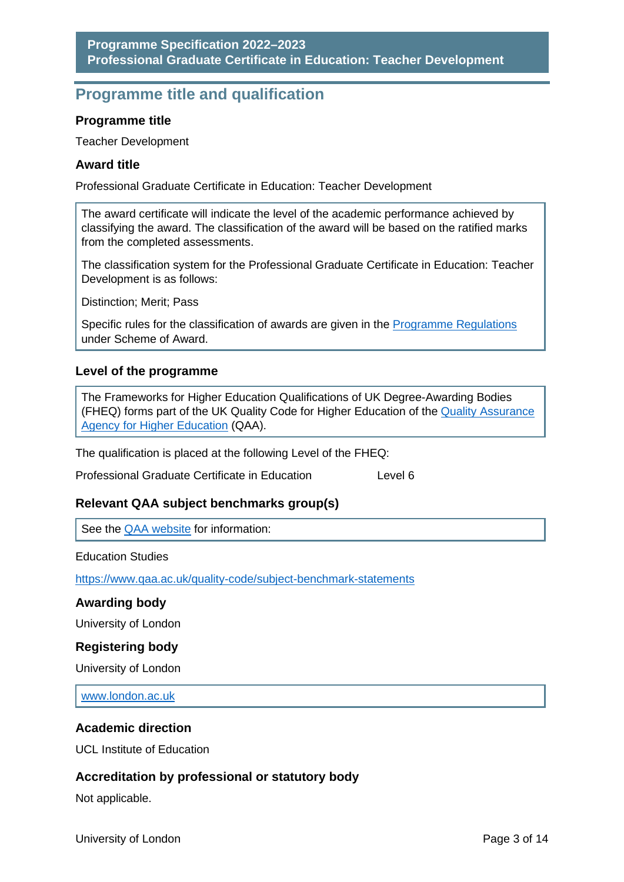## Programme title and qualification

### Programme title

Teacher Development

### Award title

Professional Graduate Certificate in Education: Teacher Development

> The award certificate will indicate the level of the academic performance achieved by classifying the award. The classification of the award will be based on the ratified marks from the completed assessments.
>
> The classification system for the Professional Graduate Certificate in Education: Teacher Development is as follows:
>
> Distinction; Merit; Pass
>
> Specific rules for the classification of awards are given in the [Programme Regulations](#) under Scheme of Award.

### Level of the programme

> The Frameworks for Higher Education Qualifications of UK Degree-Awarding Bodies (FHEQ) forms part of the UK Quality Code for Higher Education of the [Quality Assurance Agency for Higher Education](#) (QAA).

The qualification is placed at the following Level of the FHEQ:

| | |
|---|---|
| Professional Graduate Certificate in Education | Level 6 |

### Relevant QAA subject benchmarks group(s)

> See the [QAA website](#) for information:

Education Studies

[https://www.qaa.ac.uk/quality-code/subject-benchmark-statements](https://www.qaa.ac.uk/quality-code/subject-benchmark-statements)

### Awarding body

University of London

### Registering body

University of London

> [www.london.ac.uk](http://www.london.ac.uk)

### Academic direction

UCL Institute of Education

### Accreditation by professional or statutory body

Not applicable.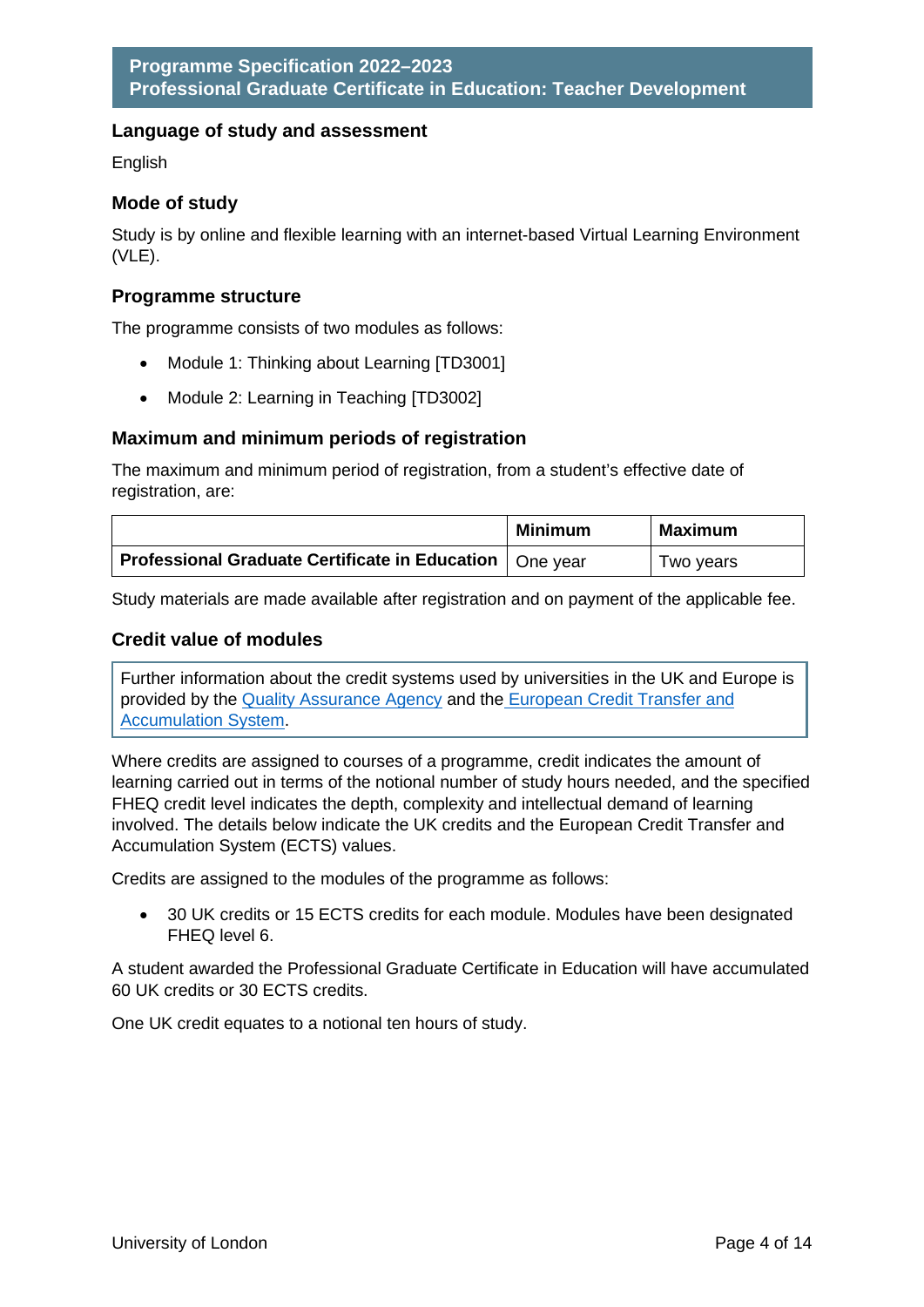## Language of study and assessment

English

## Mode of study

Study is by online and flexible learning with an internet-based Virtual Learning Environment (VLE).

## Programme structure

The programme consists of two modules as follows:

- Module 1: Thinking about Learning [TD3001]
- Module 2: Learning in Teaching [TD3002]

## Maximum and minimum periods of registration

The maximum and minimum period of registration, from a student's effective date of registration, are:

| | Minimum | Maximum |
|---|---|---|
| **Professional Graduate Certificate in Education** | One year | Two years |

Study materials are made available after registration and on payment of the applicable fee.

## Credit value of modules

> Further information about the credit systems used by universities in the UK and Europe is provided by the Quality Assurance Agency and the European Credit Transfer and Accumulation System.

Where credits are assigned to courses of a programme, credit indicates the amount of learning carried out in terms of the notional number of study hours needed, and the specified FHEQ credit level indicates the depth, complexity and intellectual demand of learning involved. The details below indicate the UK credits and the European Credit Transfer and Accumulation System (ECTS) values.

Credits are assigned to the modules of the programme as follows:

- 30 UK credits or 15 ECTS credits for each module. Modules have been designated FHEQ level 6.

A student awarded the Professional Graduate Certificate in Education will have accumulated 60 UK credits or 30 ECTS credits.

One UK credit equates to a notional ten hours of study.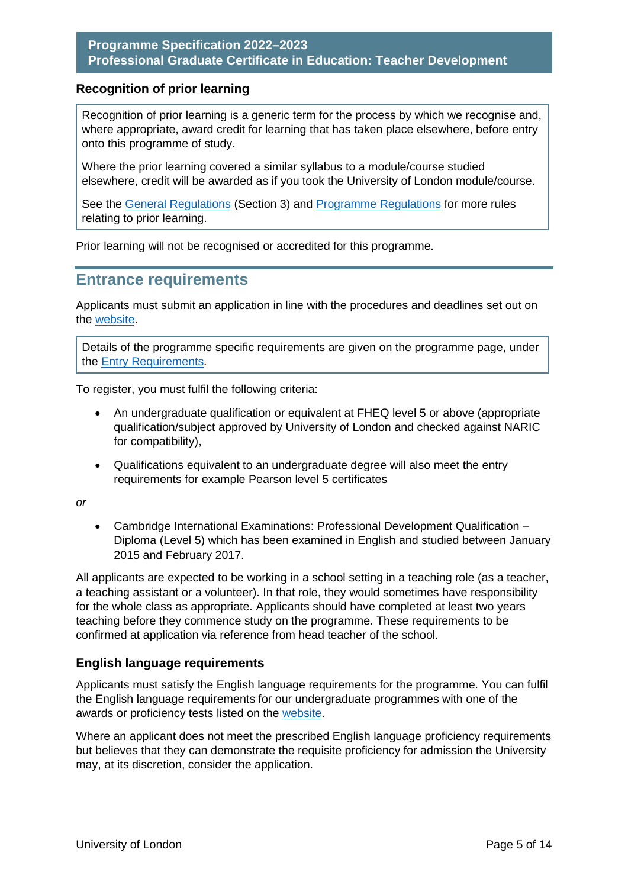### Recognition of prior learning

> Recognition of prior learning is a generic term for the process by which we recognise and, where appropriate, award credit for learning that has taken place elsewhere, before entry onto this programme of study.
>
> Where the prior learning covered a similar syllabus to a module/course studied elsewhere, credit will be awarded as if you took the University of London module/course.
>
> See the General Regulations (Section 3) and Programme Regulations for more rules relating to prior learning.

Prior learning will not be recognised or accredited for this programme.

## Entrance requirements

Applicants must submit an application in line with the procedures and deadlines set out on the website.

> Details of the programme specific requirements are given on the programme page, under the Entry Requirements.

To register, you must fulfil the following criteria:

- An undergraduate qualification or equivalent at FHEQ level 5 or above (appropriate qualification/subject approved by University of London and checked against NARIC for compatibility),
- Qualifications equivalent to an undergraduate degree will also meet the entry requirements for example Pearson level 5 certificates

*or*

- Cambridge International Examinations: Professional Development Qualification – Diploma (Level 5) which has been examined in English and studied between January 2015 and February 2017.

All applicants are expected to be working in a school setting in a teaching role (as a teacher, a teaching assistant or a volunteer). In that role, they would sometimes have responsibility for the whole class as appropriate. Applicants should have completed at least two years teaching before they commence study on the programme. These requirements to be confirmed at application via reference from head teacher of the school.

### English language requirements

Applicants must satisfy the English language requirements for the programme. You can fulfil the English language requirements for our undergraduate programmes with one of the awards or proficiency tests listed on the website.

Where an applicant does not meet the prescribed English language proficiency requirements but believes that they can demonstrate the requisite proficiency for admission the University may, at its discretion, consider the application.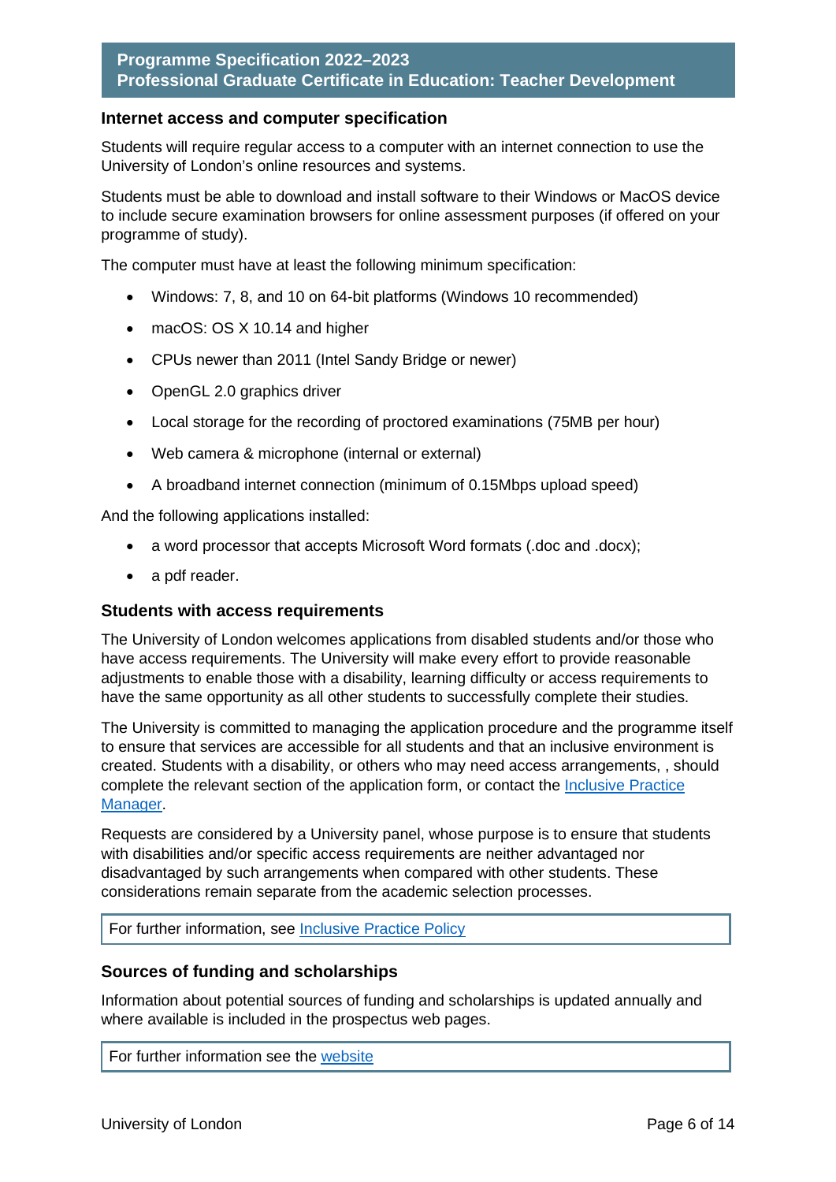## Internet access and computer specification

Students will require regular access to a computer with an internet connection to use the University of London's online resources and systems.

Students must be able to download and install software to their Windows or MacOS device to include secure examination browsers for online assessment purposes (if offered on your programme of study).

The computer must have at least the following minimum specification:

- Windows: 7, 8, and 10 on 64-bit platforms (Windows 10 recommended)
- macOS: OS X 10.14 and higher
- CPUs newer than 2011 (Intel Sandy Bridge or newer)
- OpenGL 2.0 graphics driver
- Local storage for the recording of proctored examinations (75MB per hour)
- Web camera & microphone (internal or external)
- A broadband internet connection (minimum of 0.15Mbps upload speed)

And the following applications installed:

- a word processor that accepts Microsoft Word formats (.doc and .docx);
- a pdf reader.

## Students with access requirements

The University of London welcomes applications from disabled students and/or those who have access requirements. The University will make every effort to provide reasonable adjustments to enable those with a disability, learning difficulty or access requirements to have the same opportunity as all other students to successfully complete their studies.

The University is committed to managing the application procedure and the programme itself to ensure that services are accessible for all students and that an inclusive environment is created. Students with a disability, or others who may need access arrangements, , should complete the relevant section of the application form, or contact the Inclusive Practice Manager.

Requests are considered by a University panel, whose purpose is to ensure that students with disabilities and/or specific access requirements are neither advantaged nor disadvantaged by such arrangements when compared with other students. These considerations remain separate from the academic selection processes.

For further information, see Inclusive Practice Policy

## Sources of funding and scholarships

Information about potential sources of funding and scholarships is updated annually and where available is included in the prospectus web pages.

For further information see the website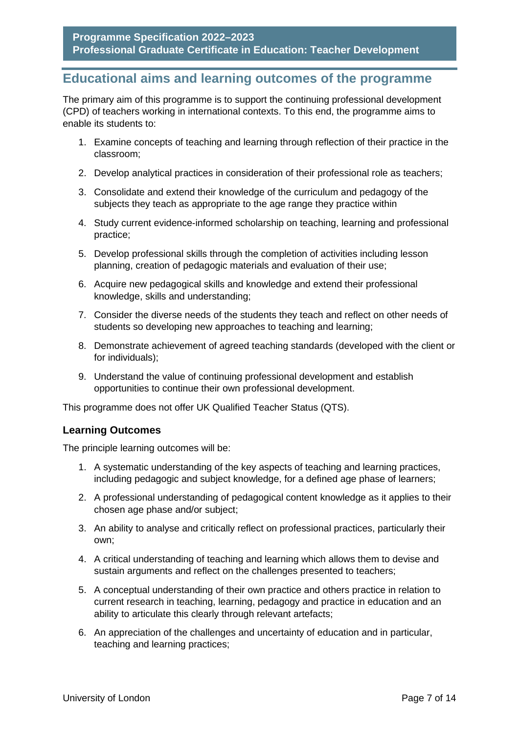## Educational aims and learning outcomes of the programme

The primary aim of this programme is to support the continuing professional development (CPD) of teachers working in international contexts. To this end, the programme aims to enable its students to:

1. Examine concepts of teaching and learning through reflection of their practice in the classroom;
2. Develop analytical practices in consideration of their professional role as teachers;
3. Consolidate and extend their knowledge of the curriculum and pedagogy of the subjects they teach as appropriate to the age range they practice within
4. Study current evidence-informed scholarship on teaching, learning and professional practice;
5. Develop professional skills through the completion of activities including lesson planning, creation of pedagogic materials and evaluation of their use;
6. Acquire new pedagogical skills and knowledge and extend their professional knowledge, skills and understanding;
7. Consider the diverse needs of the students they teach and reflect on other needs of students so developing new approaches to teaching and learning;
8. Demonstrate achievement of agreed teaching standards (developed with the client or for individuals);
9. Understand the value of continuing professional development and establish opportunities to continue their own professional development.

This programme does not offer UK Qualified Teacher Status (QTS).

### Learning Outcomes

The principle learning outcomes will be:

1. A systematic understanding of the key aspects of teaching and learning practices, including pedagogic and subject knowledge, for a defined age phase of learners;
2. A professional understanding of pedagogical content knowledge as it applies to their chosen age phase and/or subject;
3. An ability to analyse and critically reflect on professional practices, particularly their own;
4. A critical understanding of teaching and learning which allows them to devise and sustain arguments and reflect on the challenges presented to teachers;
5. A conceptual understanding of their own practice and others practice in relation to current research in teaching, learning, pedagogy and practice in education and an ability to articulate this clearly through relevant artefacts;
6. An appreciation of the challenges and uncertainty of education and in particular, teaching and learning practices;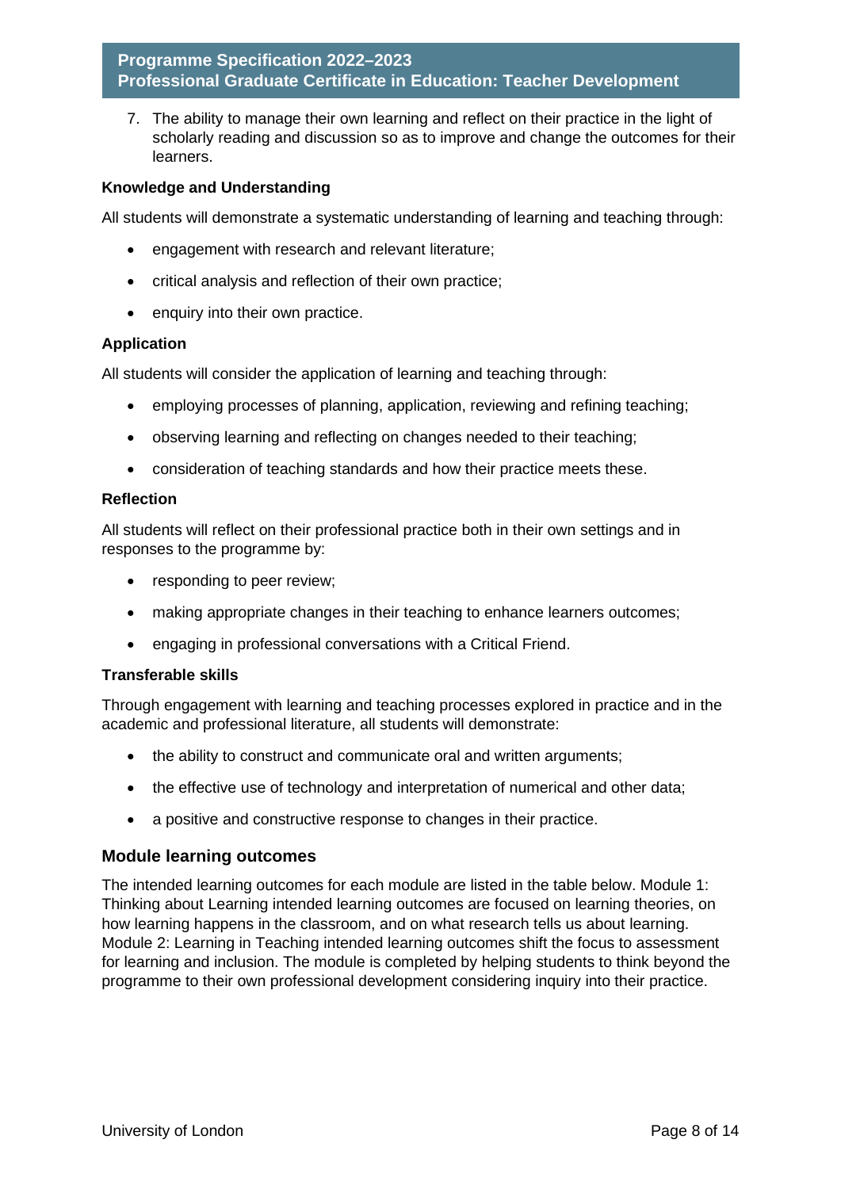7. The ability to manage their own learning and reflect on their practice in the light of scholarly reading and discussion so as to improve and change the outcomes for their learners.

**Knowledge and Understanding**

All students will demonstrate a systematic understanding of learning and teaching through:

- engagement with research and relevant literature;
- critical analysis and reflection of their own practice;
- enquiry into their own practice.

**Application**

All students will consider the application of learning and teaching through:

- employing processes of planning, application, reviewing and refining teaching;
- observing learning and reflecting on changes needed to their teaching;
- consideration of teaching standards and how their practice meets these.

**Reflection**

All students will reflect on their professional practice both in their own settings and in responses to the programme by:

- responding to peer review;
- making appropriate changes in their teaching to enhance learners outcomes;
- engaging in professional conversations with a Critical Friend.

**Transferable skills**

Through engagement with learning and teaching processes explored in practice and in the academic and professional literature, all students will demonstrate:

- the ability to construct and communicate oral and written arguments;
- the effective use of technology and interpretation of numerical and other data;
- a positive and constructive response to changes in their practice.

## Module learning outcomes

The intended learning outcomes for each module are listed in the table below. Module 1: Thinking about Learning intended learning outcomes are focused on learning theories, on how learning happens in the classroom, and on what research tells us about learning. Module 2: Learning in Teaching intended learning outcomes shift the focus to assessment for learning and inclusion. The module is completed by helping students to think beyond the programme to their own professional development considering inquiry into their practice.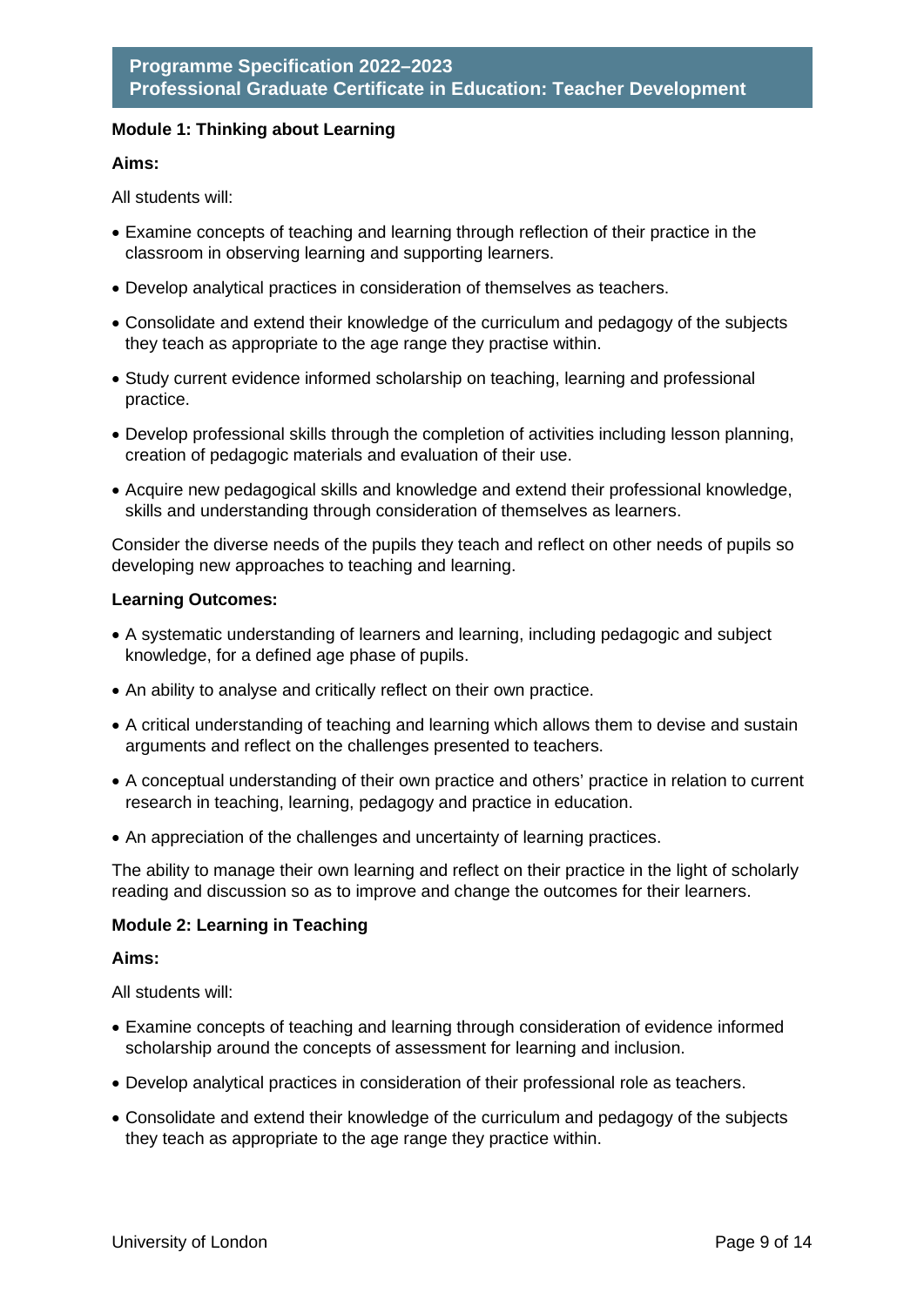**Module 1: Thinking about Learning**

**Aims:**

All students will:

- Examine concepts of teaching and learning through reflection of their practice in the classroom in observing learning and supporting learners.
- Develop analytical practices in consideration of themselves as teachers.
- Consolidate and extend their knowledge of the curriculum and pedagogy of the subjects they teach as appropriate to the age range they practise within.
- Study current evidence informed scholarship on teaching, learning and professional practice.
- Develop professional skills through the completion of activities including lesson planning, creation of pedagogic materials and evaluation of their use.
- Acquire new pedagogical skills and knowledge and extend their professional knowledge, skills and understanding through consideration of themselves as learners.

Consider the diverse needs of the pupils they teach and reflect on other needs of pupils so developing new approaches to teaching and learning.

**Learning Outcomes:**

- A systematic understanding of learners and learning, including pedagogic and subject knowledge, for a defined age phase of pupils.
- An ability to analyse and critically reflect on their own practice.
- A critical understanding of teaching and learning which allows them to devise and sustain arguments and reflect on the challenges presented to teachers.
- A conceptual understanding of their own practice and others' practice in relation to current research in teaching, learning, pedagogy and practice in education.
- An appreciation of the challenges and uncertainty of learning practices.

The ability to manage their own learning and reflect on their practice in the light of scholarly reading and discussion so as to improve and change the outcomes for their learners.

**Module 2: Learning in Teaching**

**Aims:**

All students will:

- Examine concepts of teaching and learning through consideration of evidence informed scholarship around the concepts of assessment for learning and inclusion.
- Develop analytical practices in consideration of their professional role as teachers.
- Consolidate and extend their knowledge of the curriculum and pedagogy of the subjects they teach as appropriate to the age range they practice within.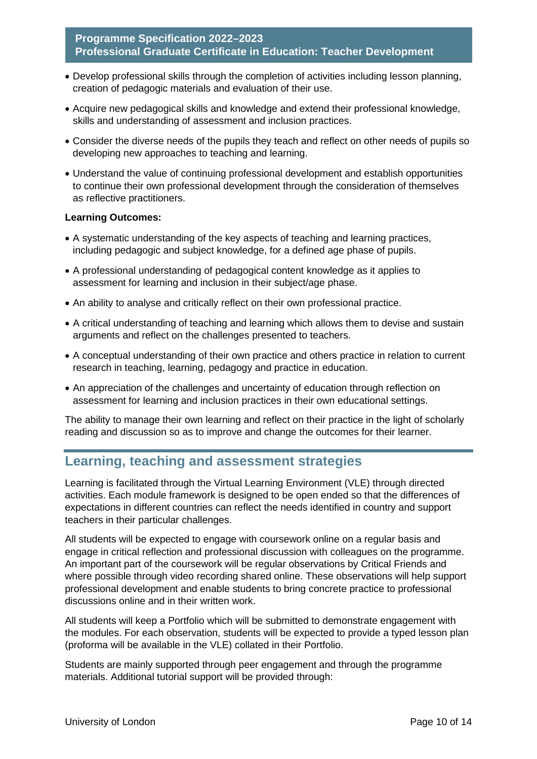- Develop professional skills through the completion of activities including lesson planning, creation of pedagogic materials and evaluation of their use.
- Acquire new pedagogical skills and knowledge and extend their professional knowledge, skills and understanding of assessment and inclusion practices.
- Consider the diverse needs of the pupils they teach and reflect on other needs of pupils so developing new approaches to teaching and learning.
- Understand the value of continuing professional development and establish opportunities to continue their own professional development through the consideration of themselves as reflective practitioners.

**Learning Outcomes:**

- A systematic understanding of the key aspects of teaching and learning practices, including pedagogic and subject knowledge, for a defined age phase of pupils.
- A professional understanding of pedagogical content knowledge as it applies to assessment for learning and inclusion in their subject/age phase.
- An ability to analyse and critically reflect on their own professional practice.
- A critical understanding of teaching and learning which allows them to devise and sustain arguments and reflect on the challenges presented to teachers.
- A conceptual understanding of their own practice and others practice in relation to current research in teaching, learning, pedagogy and practice in education.
- An appreciation of the challenges and uncertainty of education through reflection on assessment for learning and inclusion practices in their own educational settings.

The ability to manage their own learning and reflect on their practice in the light of scholarly reading and discussion so as to improve and change the outcomes for their learner.

## Learning, teaching and assessment strategies

Learning is facilitated through the Virtual Learning Environment (VLE) through directed activities. Each module framework is designed to be open ended so that the differences of expectations in different countries can reflect the needs identified in country and support teachers in their particular challenges.

All students will be expected to engage with coursework online on a regular basis and engage in critical reflection and professional discussion with colleagues on the programme. An important part of the coursework will be regular observations by Critical Friends and where possible through video recording shared online. These observations will help support professional development and enable students to bring concrete practice to professional discussions online and in their written work.

All students will keep a Portfolio which will be submitted to demonstrate engagement with the modules. For each observation, students will be expected to provide a typed lesson plan (proforma will be available in the VLE) collated in their Portfolio.

Students are mainly supported through peer engagement and through the programme materials. Additional tutorial support will be provided through: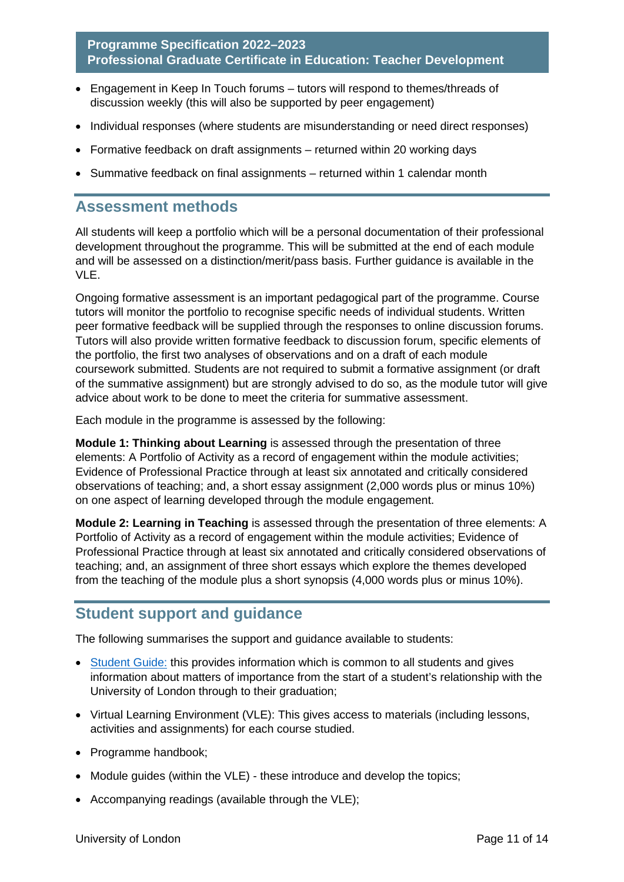- Engagement in Keep In Touch forums – tutors will respond to themes/threads of discussion weekly (this will also be supported by peer engagement)
- Individual responses (where students are misunderstanding or need direct responses)
- Formative feedback on draft assignments – returned within 20 working days
- Summative feedback on final assignments – returned within 1 calendar month

## Assessment methods

All students will keep a portfolio which will be a personal documentation of their professional development throughout the programme. This will be submitted at the end of each module and will be assessed on a distinction/merit/pass basis. Further guidance is available in the VLE.

Ongoing formative assessment is an important pedagogical part of the programme. Course tutors will monitor the portfolio to recognise specific needs of individual students. Written peer formative feedback will be supplied through the responses to online discussion forums. Tutors will also provide written formative feedback to discussion forum, specific elements of the portfolio, the first two analyses of observations and on a draft of each module coursework submitted. Students are not required to submit a formative assignment (or draft of the summative assignment) but are strongly advised to do so, as the module tutor will give advice about work to be done to meet the criteria for summative assessment.

Each module in the programme is assessed by the following:

**Module 1: Thinking about Learning** is assessed through the presentation of three elements: A Portfolio of Activity as a record of engagement within the module activities; Evidence of Professional Practice through at least six annotated and critically considered observations of teaching; and, a short essay assignment (2,000 words plus or minus 10%) on one aspect of learning developed through the module engagement.

**Module 2: Learning in Teaching** is assessed through the presentation of three elements: A Portfolio of Activity as a record of engagement within the module activities; Evidence of Professional Practice through at least six annotated and critically considered observations of teaching; and, an assignment of three short essays which explore the themes developed from the teaching of the module plus a short synopsis (4,000 words plus or minus 10%).

## Student support and guidance

The following summarises the support and guidance available to students:

- Student Guide: this provides information which is common to all students and gives information about matters of importance from the start of a student's relationship with the University of London through to their graduation;
- Virtual Learning Environment (VLE): This gives access to materials (including lessons, activities and assignments) for each course studied.
- Programme handbook;
- Module guides (within the VLE) - these introduce and develop the topics;
- Accompanying readings (available through the VLE);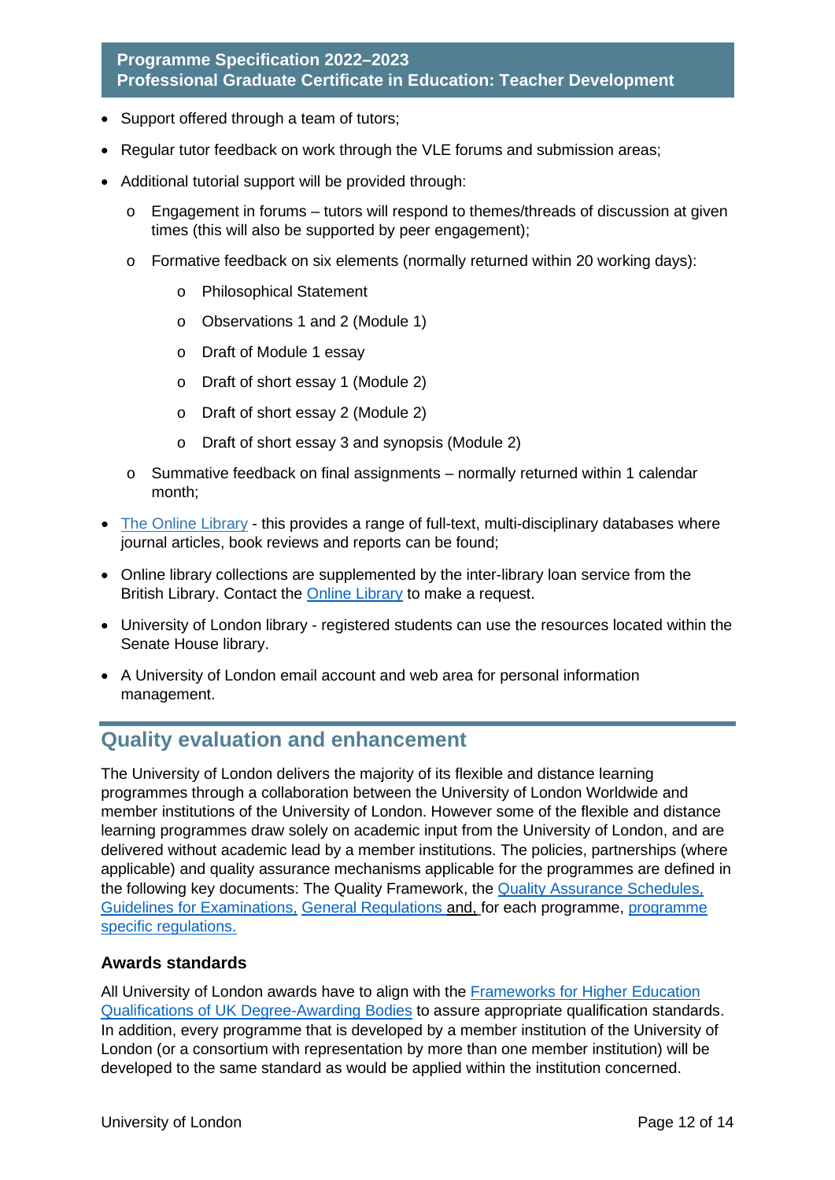- Support offered through a team of tutors;
- Regular tutor feedback on work through the VLE forums and submission areas;
- Additional tutorial support will be provided through:
  - Engagement in forums – tutors will respond to themes/threads of discussion at given times (this will also be supported by peer engagement);
  - Formative feedback on six elements (normally returned within 20 working days):
    - Philosophical Statement
    - Observations 1 and 2 (Module 1)
    - Draft of Module 1 essay
    - Draft of short essay 1 (Module 2)
    - Draft of short essay 2 (Module 2)
    - Draft of short essay 3 and synopsis (Module 2)
  - Summative feedback on final assignments – normally returned within 1 calendar month;
- The Online Library - this provides a range of full-text, multi-disciplinary databases where journal articles, book reviews and reports can be found;
- Online library collections are supplemented by the inter-library loan service from the British Library. Contact the Online Library to make a request.
- University of London library - registered students can use the resources located within the Senate House library.
- A University of London email account and web area for personal information management.

## Quality evaluation and enhancement

The University of London delivers the majority of its flexible and distance learning programmes through a collaboration between the University of London Worldwide and member institutions of the University of London. However some of the flexible and distance learning programmes draw solely on academic input from the University of London, and are delivered without academic lead by a member institutions. The policies, partnerships (where applicable) and quality assurance mechanisms applicable for the programmes are defined in the following key documents: The Quality Framework, the Quality Assurance Schedules, Guidelines for Examinations, General Regulations and, for each programme, programme specific regulations.

### Awards standards

All University of London awards have to align with the Frameworks for Higher Education Qualifications of UK Degree-Awarding Bodies to assure appropriate qualification standards. In addition, every programme that is developed by a member institution of the University of London (or a consortium with representation by more than one member institution) will be developed to the same standard as would be applied within the institution concerned.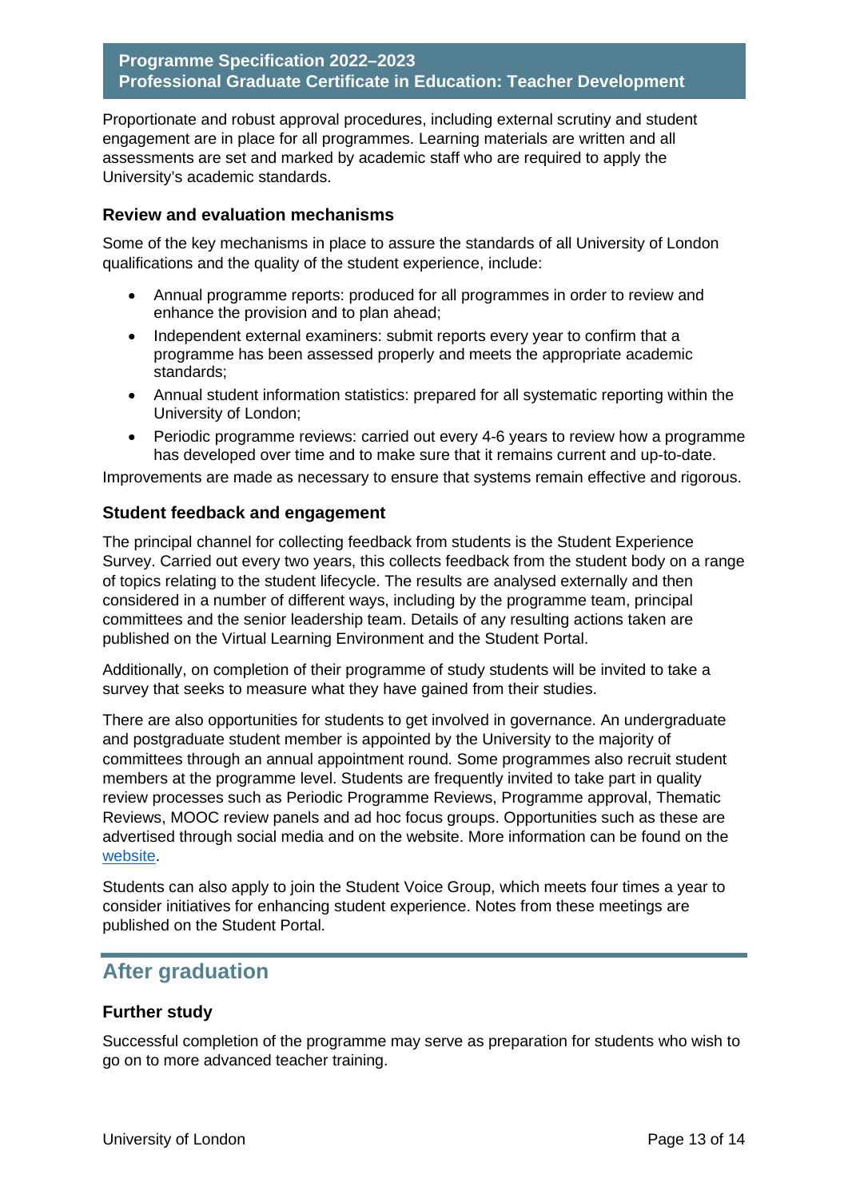Proportionate and robust approval procedures, including external scrutiny and student engagement are in place for all programmes. Learning materials are written and all assessments are set and marked by academic staff who are required to apply the University's academic standards.

### Review and evaluation mechanisms

Some of the key mechanisms in place to assure the standards of all University of London qualifications and the quality of the student experience, include:

- Annual programme reports: produced for all programmes in order to review and enhance the provision and to plan ahead;
- Independent external examiners: submit reports every year to confirm that a programme has been assessed properly and meets the appropriate academic standards;
- Annual student information statistics: prepared for all systematic reporting within the University of London;
- Periodic programme reviews: carried out every 4-6 years to review how a programme has developed over time and to make sure that it remains current and up-to-date.

Improvements are made as necessary to ensure that systems remain effective and rigorous.

### Student feedback and engagement

The principal channel for collecting feedback from students is the Student Experience Survey. Carried out every two years, this collects feedback from the student body on a range of topics relating to the student lifecycle. The results are analysed externally and then considered in a number of different ways, including by the programme team, principal committees and the senior leadership team. Details of any resulting actions taken are published on the Virtual Learning Environment and the Student Portal.

Additionally, on completion of their programme of study students will be invited to take a survey that seeks to measure what they have gained from their studies.

There are also opportunities for students to get involved in governance. An undergraduate and postgraduate student member is appointed by the University to the majority of committees through an annual appointment round. Some programmes also recruit student members at the programme level. Students are frequently invited to take part in quality review processes such as Periodic Programme Reviews, Programme approval, Thematic Reviews, MOOC review panels and ad hoc focus groups. Opportunities such as these are advertised through social media and on the website. More information can be found on the website.

Students can also apply to join the Student Voice Group, which meets four times a year to consider initiatives for enhancing student experience. Notes from these meetings are published on the Student Portal.

## After graduation

### Further study

Successful completion of the programme may serve as preparation for students who wish to go on to more advanced teacher training.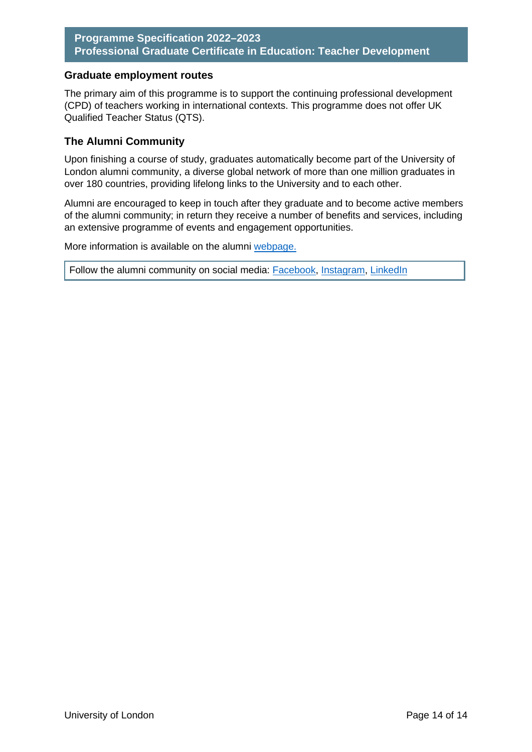## Graduate employment routes

The primary aim of this programme is to support the continuing professional development (CPD) of teachers working in international contexts. This programme does not offer UK Qualified Teacher Status (QTS).

## The Alumni Community

Upon finishing a course of study, graduates automatically become part of the University of London alumni community, a diverse global network of more than one million graduates in over 180 countries, providing lifelong links to the University and to each other.

Alumni are encouraged to keep in touch after they graduate and to become active members of the alumni community; in return they receive a number of benefits and services, including an extensive programme of events and engagement opportunities.

More information is available on the alumni webpage.

Follow the alumni community on social media: Facebook, Instagram, LinkedIn